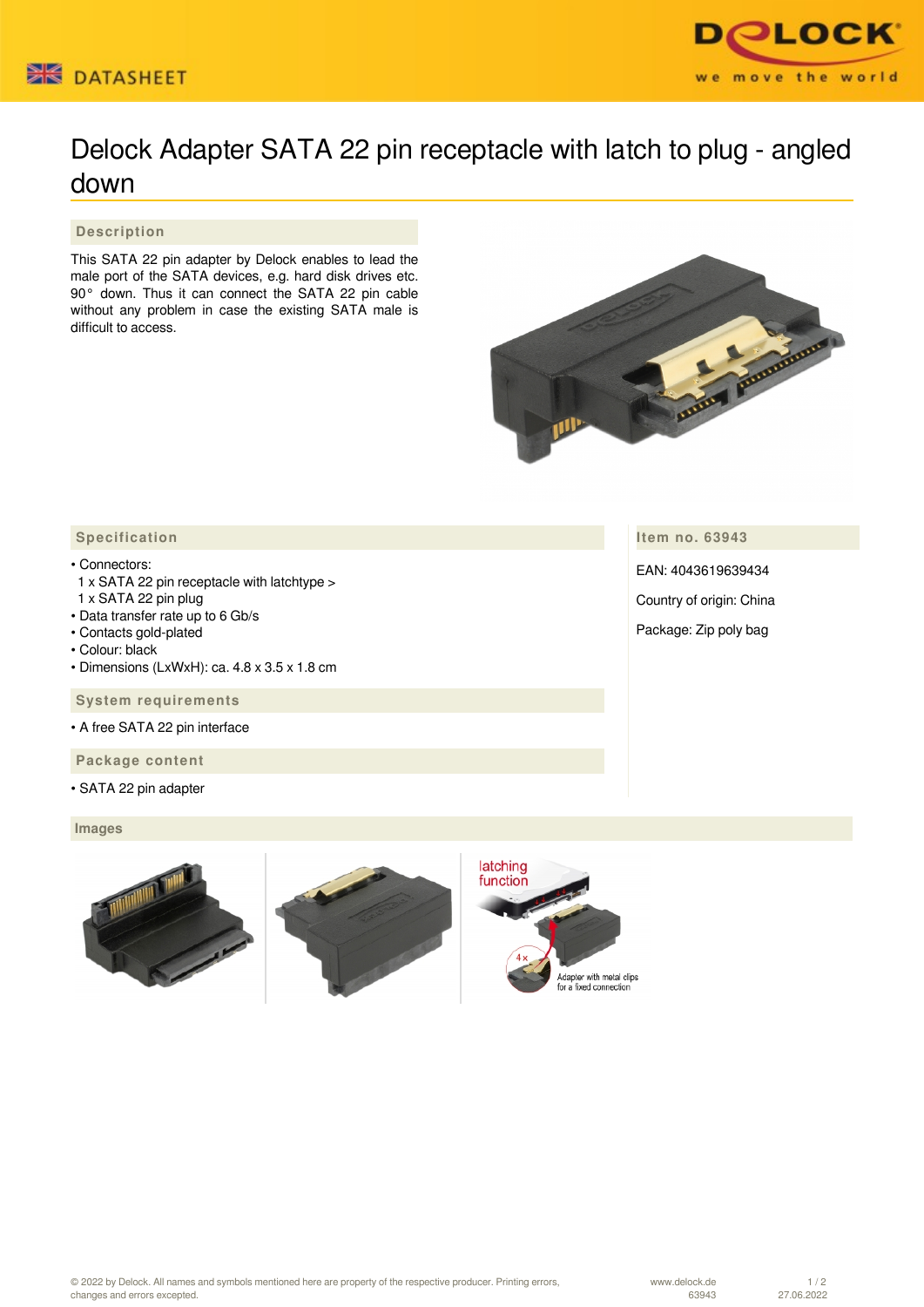# Delock Adapter SATA 22 pin receptacle with latch to plug - angled down

## Description

This SATA 22 pin adapter by Delock enables to lead the male port of the SATA devices, e.g. hard disk drives etc. 90° down. Thus it can connect the SATA 22 pin cable without any problem in case the existing SATA male is difficult to access.

## Specification

- Connectors:
  1 x SATA 22 pin receptacle with latchtype >
  1 x SATA 22 pin plug
- Data transfer rate up to 6 Gb/s
- Contacts gold-plated
- Colour: black
- Dimensions (LxWxH): ca. 4.8 x 3.5 x 1.8 cm

## System requirements

- A free SATA 22 pin interface

## Package content

- SATA 22 pin adapter

## Item no. 63943

EAN: 4043619639434

Country of origin: China

Package: Zip poly bag

## Images

latching function

4 x

Adapter with metal clips for a fixed connection

© 2022 by Delock. All names and symbols mentioned here are property of the respective producer. Printing errors, changes and errors excepted.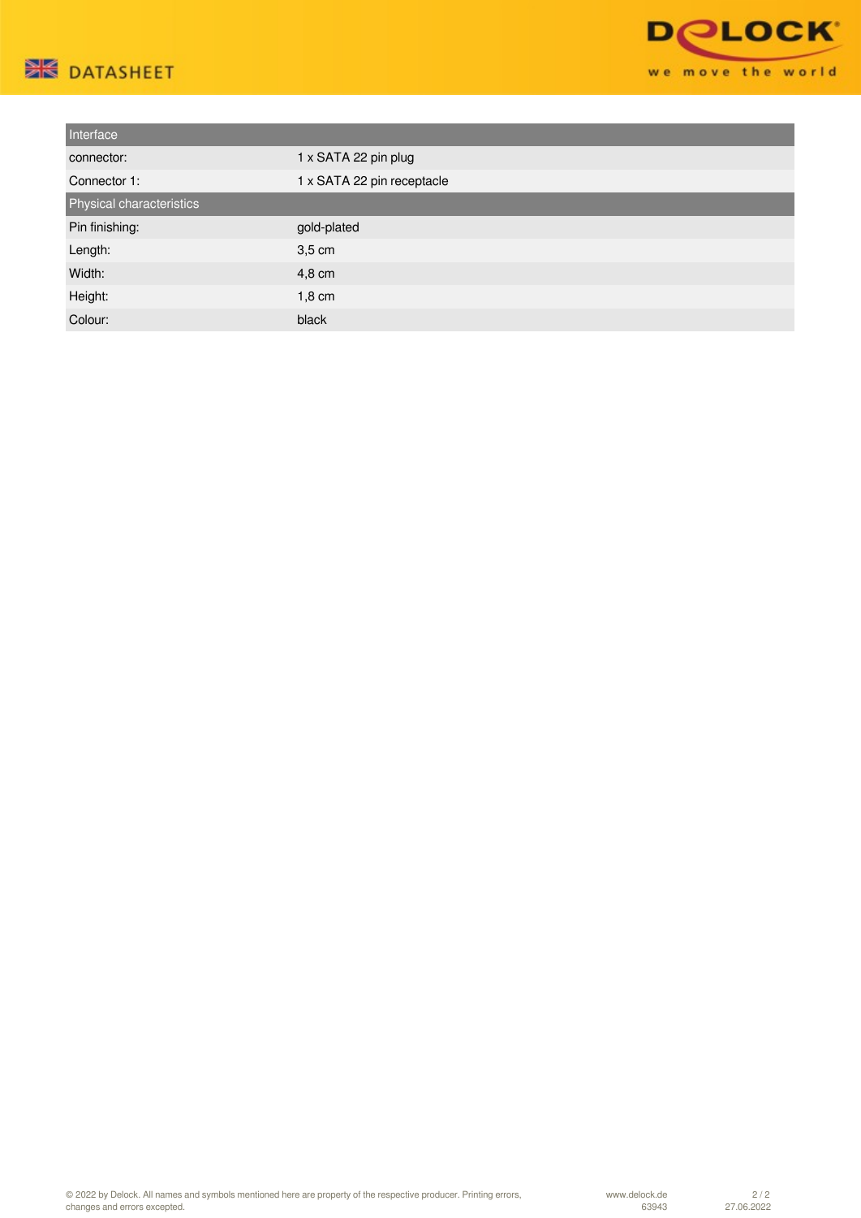| | |
|---|---|
| **Interface** | |
| connector: | 1 x SATA 22 pin plug |
| Connector 1: | 1 x SATA 22 pin receptacle |
| **Physical characteristics** | |
| Pin finishing: | gold-plated |
| Length: | 3,5 cm |
| Width: | 4,8 cm |
| Height: | 1,8 cm |
| Colour: | black |

© 2022 by Delock. All names and symbols mentioned here are property of the respective producer. Printing errors, changes and errors excepted.

www.delock.de
63943
27.06.2022